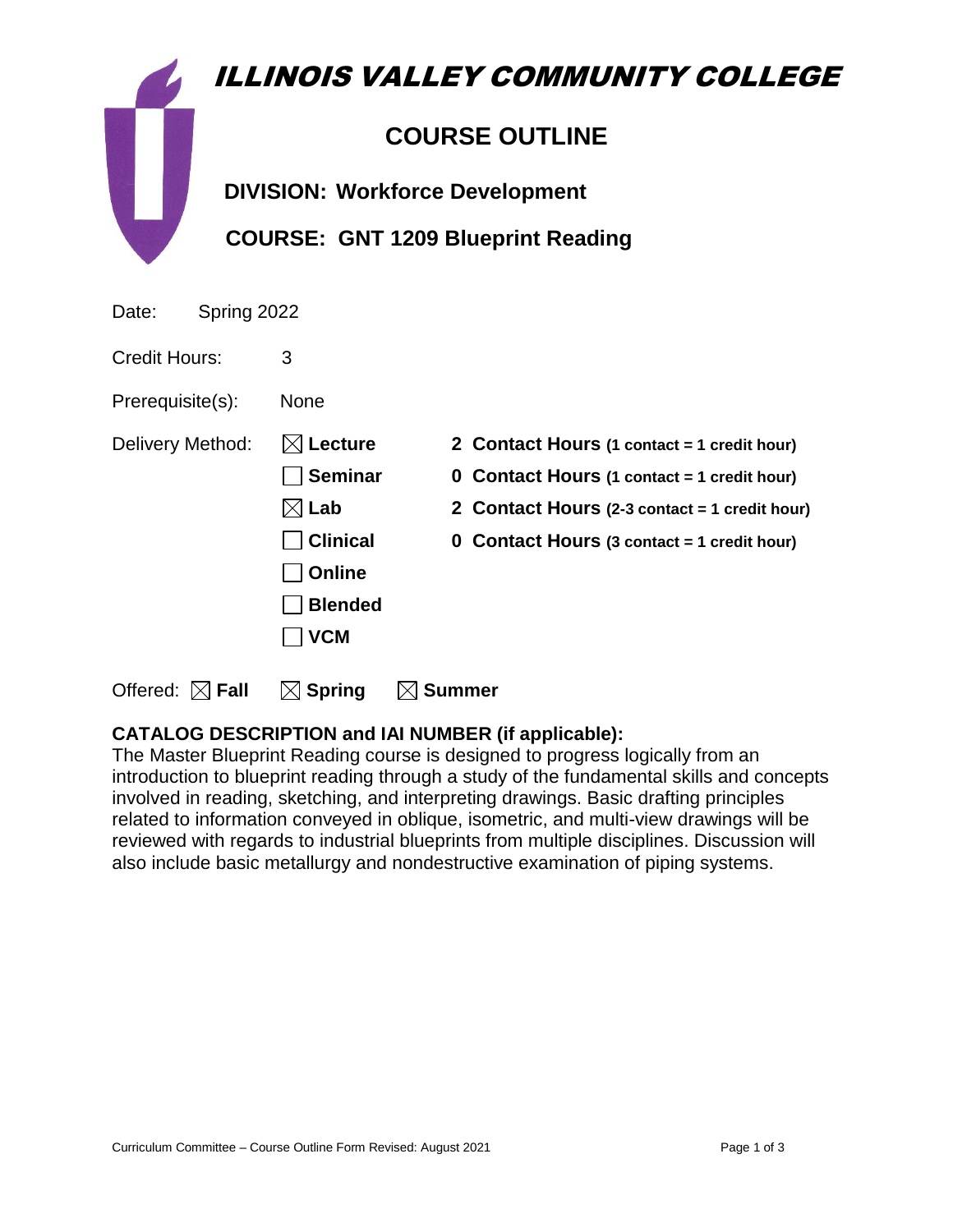# ILLINOIS VALLEY COMMUNITY COLLEGE

## COURSE OUTLINE

**DIVISION: Workforce Development**

**COURSE: GNT 1209 Blueprint Reading**

Date: Spring 2022

Credit Hours: 3

Prerequisite(s): None

Delivery Method:

| | | |
|---|---|---|
| ☒ **Lecture** | **2 Contact Hours (1 contact = 1 credit hour)** |
| ☐ **Seminar** | **0 Contact Hours (1 contact = 1 credit hour)** |
| ☒ **Lab** | **2 Contact Hours (2-3 contact = 1 credit hour)** |
| ☐ **Clinical** | **0 Contact Hours (3 contact = 1 credit hour)** |
| ☐ **Online** | |
| ☐ **Blended** | |
| ☐ **VCM** | |

Offered: ☒ **Fall** ☒ **Spring** ☒ **Summer**

**CATALOG DESCRIPTION and IAI NUMBER (if applicable):**

The Master Blueprint Reading course is designed to progress logically from an introduction to blueprint reading through a study of the fundamental skills and concepts involved in reading, sketching, and interpreting drawings. Basic drafting principles related to information conveyed in oblique, isometric, and multi-view drawings will be reviewed with regards to industrial blueprints from multiple disciplines. Discussion will also include basic metallurgy and nondestructive examination of piping systems.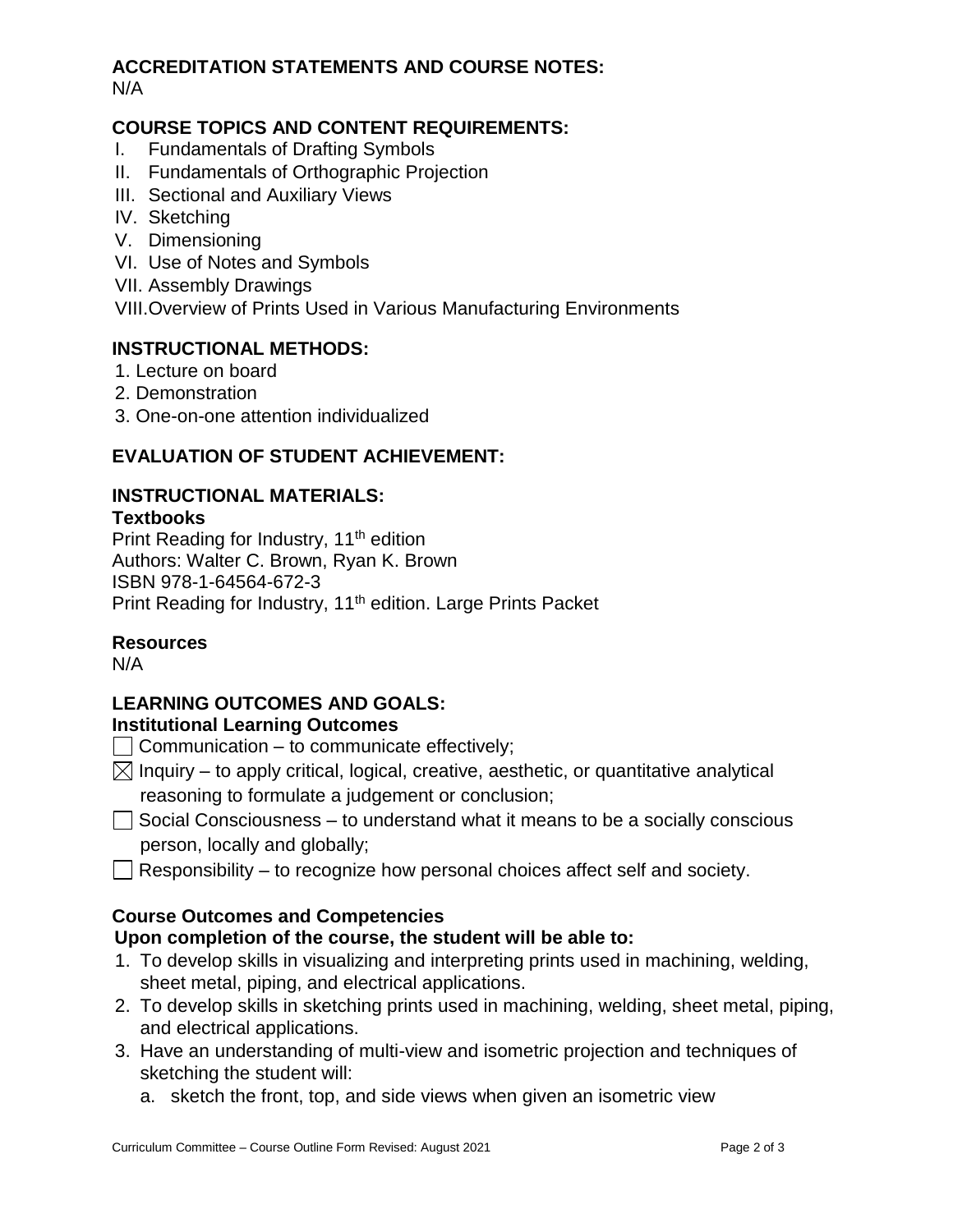## ACCREDITATION STATEMENTS AND COURSE NOTES:

N/A

## COURSE TOPICS AND CONTENT REQUIREMENTS:

I. Fundamentals of Drafting Symbols
II. Fundamentals of Orthographic Projection
III. Sectional and Auxiliary Views
IV. Sketching
V. Dimensioning
VI. Use of Notes and Symbols
VII. Assembly Drawings
VIII. Overview of Prints Used in Various Manufacturing Environments

## INSTRUCTIONAL METHODS:

1. Lecture on board
2. Demonstration
3. One-on-one attention individualized

## EVALUATION OF STUDENT ACHIEVEMENT:

## INSTRUCTIONAL MATERIALS:

### Textbooks

Print Reading for Industry, 11th edition
Authors: Walter C. Brown, Ryan K. Brown
ISBN 978-1-64564-672-3
Print Reading for Industry, 11th edition. Large Prints Packet

### Resources

N/A

## LEARNING OUTCOMES AND GOALS:

### Institutional Learning Outcomes

☐ Communication – to communicate effectively;

☒ Inquiry – to apply critical, logical, creative, aesthetic, or quantitative analytical reasoning to formulate a judgement or conclusion;

☐ Social Consciousness – to understand what it means to be a socially conscious person, locally and globally;

☐ Responsibility – to recognize how personal choices affect self and society.

### Course Outcomes and Competencies

**Upon completion of the course, the student will be able to:**

1. To develop skills in visualizing and interpreting prints used in machining, welding, sheet metal, piping, and electrical applications.
2. To develop skills in sketching prints used in machining, welding, sheet metal, piping, and electrical applications.
3. Have an understanding of multi-view and isometric projection and techniques of sketching the student will:
   a. sketch the front, top, and side views when given an isometric view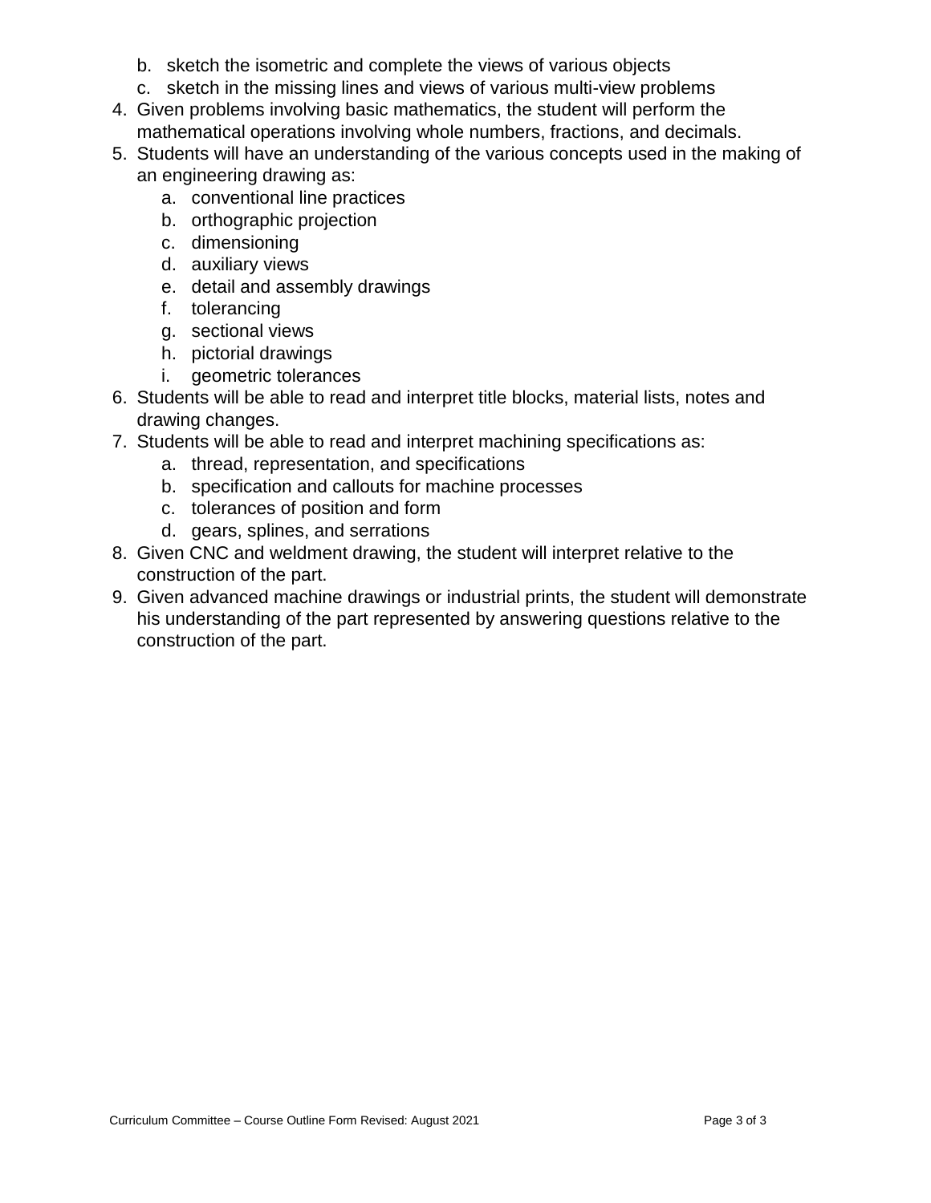b. sketch the isometric and complete the views of various objects
   c. sketch in the missing lines and views of various multi-view problems
4. Given problems involving basic mathematics, the student will perform the mathematical operations involving whole numbers, fractions, and decimals.
5. Students will have an understanding of the various concepts used in the making of an engineering drawing as:
   a. conventional line practices
   b. orthographic projection
   c. dimensioning
   d. auxiliary views
   e. detail and assembly drawings
   f. tolerancing
   g. sectional views
   h. pictorial drawings
   i. geometric tolerances
6. Students will be able to read and interpret title blocks, material lists, notes and drawing changes.
7. Students will be able to read and interpret machining specifications as:
   a. thread, representation, and specifications
   b. specification and callouts for machine processes
   c. tolerances of position and form
   d. gears, splines, and serrations
8. Given CNC and weldment drawing, the student will interpret relative to the construction of the part.
9. Given advanced machine drawings or industrial prints, the student will demonstrate his understanding of the part represented by answering questions relative to the construction of the part.